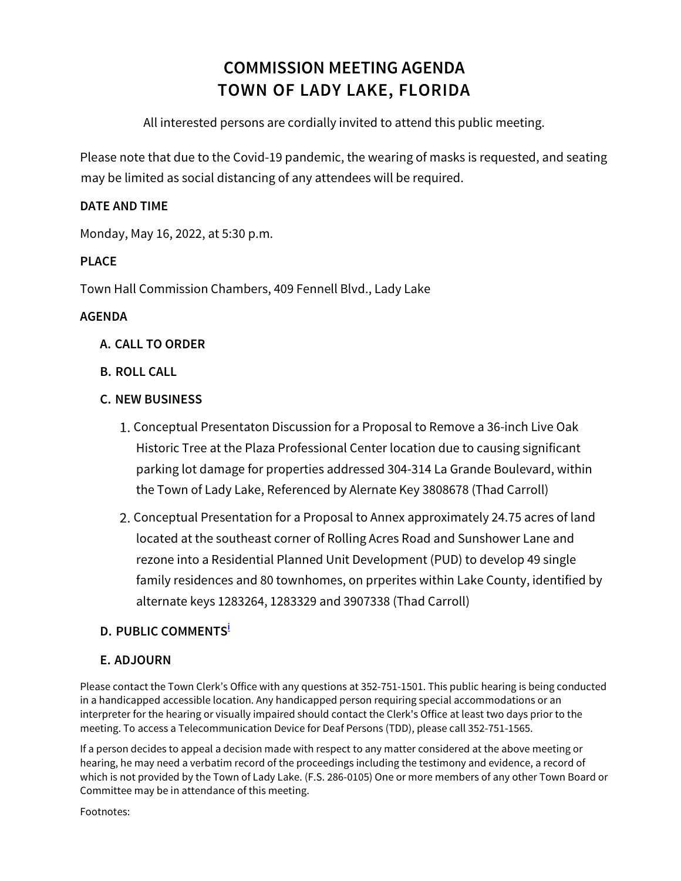# COMMISSION MEETING AGENDA
# TOWN OF LADY LAKE, FLORIDA

All interested persons are cordially invited to attend this public meeting.

Please note that due to the Covid-19 pandemic, the wearing of masks is requested, and seating may be limited as social distancing of any attendees will be required.

**DATE AND TIME**

Monday, May 16, 2022, at 5:30 p.m.

**PLACE**

Town Hall Commission Chambers, 409 Fennell Blvd., Lady Lake

**AGENDA**

**A. CALL TO ORDER**

**B. ROLL CALL**

**C. NEW BUSINESS**

1. Conceptual Presentaton Discussion for a Proposal to Remove a 36-inch Live Oak Historic Tree at the Plaza Professional Center location due to causing significant parking lot damage for properties addressed 304-314 La Grande Boulevard, within the Town of Lady Lake, Referenced by Alernate Key 3808678 (Thad Carroll)

2. Conceptual Presentation for a Proposal to Annex approximately 24.75 acres of land located at the southeast corner of Rolling Acres Road and Sunshower Lane and rezone into a Residential Planned Unit Development (PUD) to develop 49 single family residences and 80 townhomes, on prperites within Lake County, identified by alternate keys 1283264, 1283329 and 3907338 (Thad Carroll)

**D. PUBLIC COMMENTS**[i]

**E. ADJOURN**

Please contact the Town Clerk's Office with any questions at 352-751-1501. This public hearing is being conducted in a handicapped accessible location. Any handicapped person requiring special accommodations or an interpreter for the hearing or visually impaired should contact the Clerk's Office at least two days prior to the meeting. To access a Telecommunication Device for Deaf Persons (TDD), please call 352-751-1565.

If a person decides to appeal a decision made with respect to any matter considered at the above meeting or hearing, he may need a verbatim record of the proceedings including the testimony and evidence, a record of which is not provided by the Town of Lady Lake. (F.S. 286-0105) One or more members of any other Town Board or Committee may be in attendance of this meeting.

Footnotes: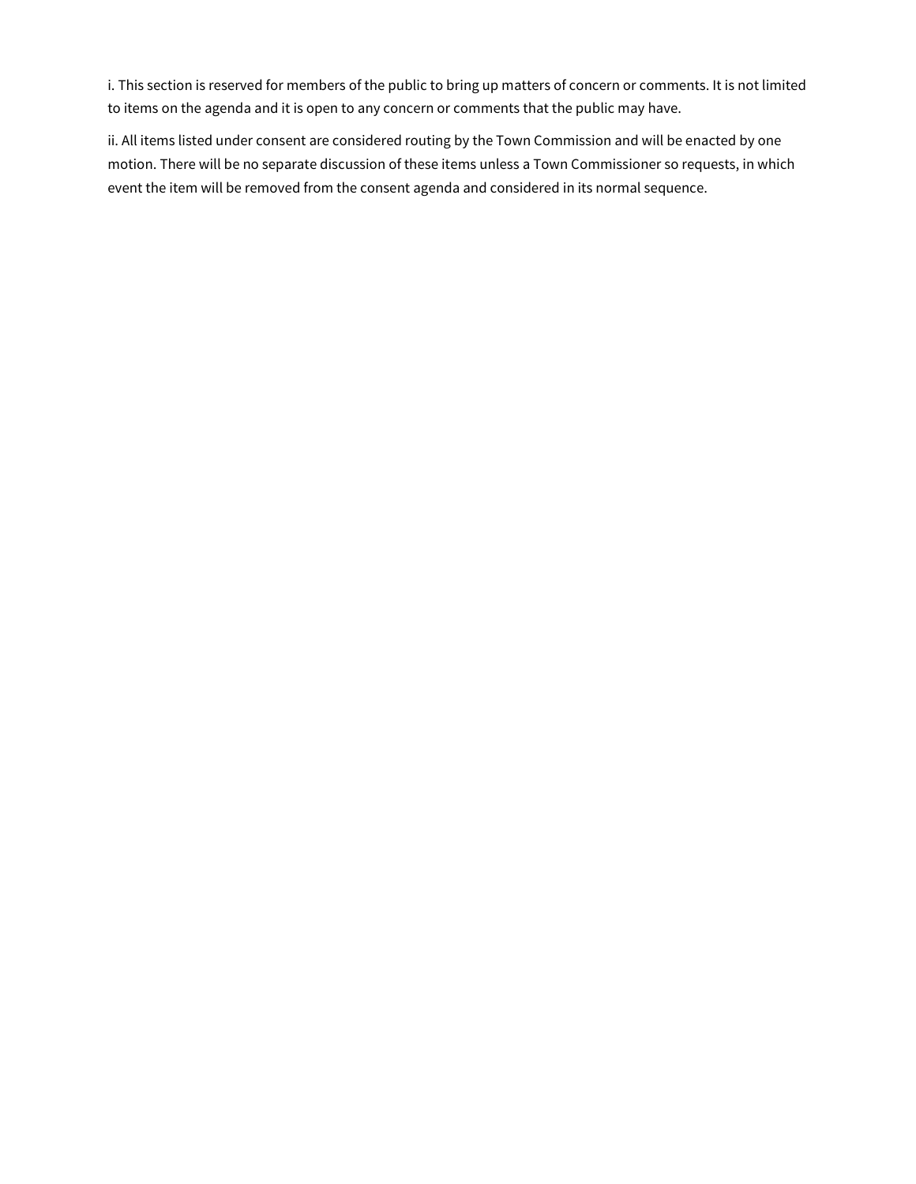i. This section is reserved for members of the public to bring up matters of concern or comments. It is not limited to items on the agenda and it is open to any concern or comments that the public may have.

ii. All items listed under consent are considered routing by the Town Commission and will be enacted by one motion. There will be no separate discussion of these items unless a Town Commissioner so requests, in which event the item will be removed from the consent agenda and considered in its normal sequence.